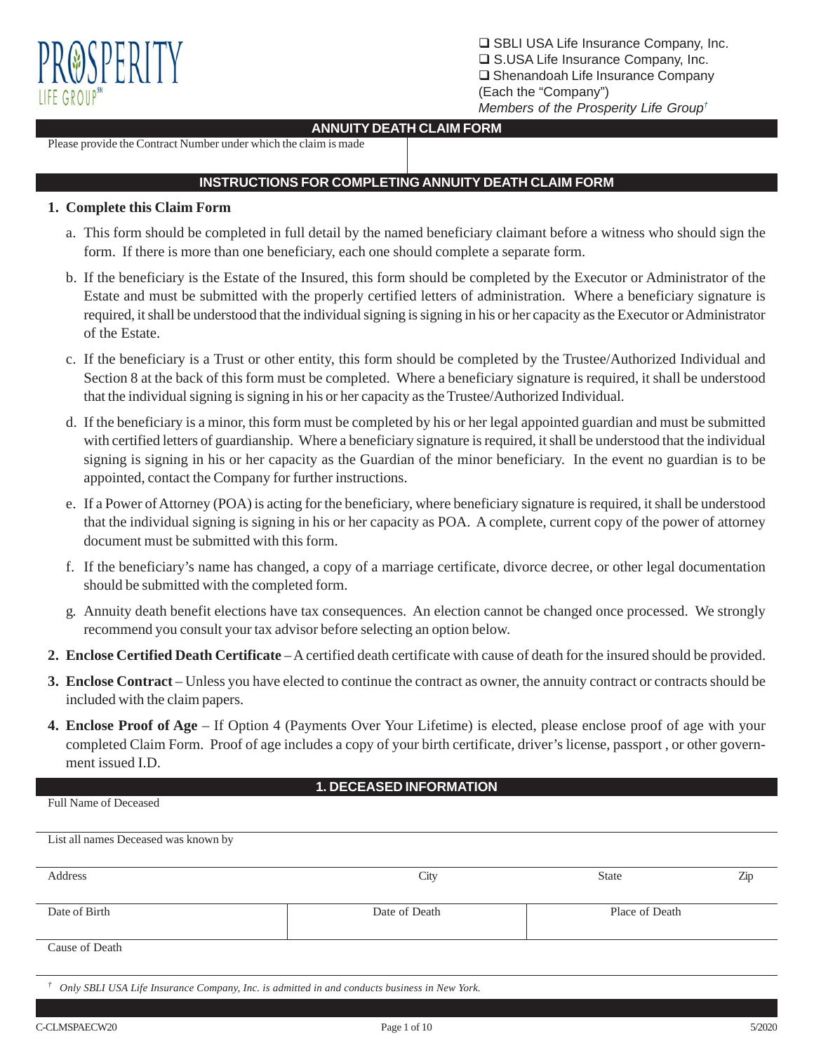PROSPERITY LIFE GROUP℠

- ❑ SBLI USA Life Insurance Company, Inc.
- ❑ S.USA Life Insurance Company, Inc.
- ❑ Shenandoah Life Insurance Company

(Each the "Company")

*Members of the Prosperity Life Group*†

## ANNUITY DEATH CLAIM FORM

| Please provide the Contract Number under which the claim is made | |
|---|---|

## INSTRUCTIONS FOR COMPLETING ANNUITY DEATH CLAIM FORM

1. **Complete this Claim Form**

   a. This form should be completed in full detail by the named beneficiary claimant before a witness who should sign the form. If there is more than one beneficiary, each one should complete a separate form.

   b. If the beneficiary is the Estate of the Insured, this form should be completed by the Executor or Administrator of the Estate and must be submitted with the properly certified letters of administration. Where a beneficiary signature is required, it shall be understood that the individual signing is signing in his or her capacity as the Executor or Administrator of the Estate.

   c. If the beneficiary is a Trust or other entity, this form should be completed by the Trustee/Authorized Individual and Section 8 at the back of this form must be completed. Where a beneficiary signature is required, it shall be understood that the individual signing is signing in his or her capacity as the Trustee/Authorized Individual.

   d. If the beneficiary is a minor, this form must be completed by his or her legal appointed guardian and must be submitted with certified letters of guardianship. Where a beneficiary signature is required, it shall be understood that the individual signing is signing in his or her capacity as the Guardian of the minor beneficiary. In the event no guardian is to be appointed, contact the Company for further instructions.

   e. If a Power of Attorney (POA) is acting for the beneficiary, where beneficiary signature is required, it shall be understood that the individual signing is signing in his or her capacity as POA. A complete, current copy of the power of attorney document must be submitted with this form.

   f. If the beneficiary's name has changed, a copy of a marriage certificate, divorce decree, or other legal documentation should be submitted with the completed form.

   g. Annuity death benefit elections have tax consequences. An election cannot be changed once processed. We strongly recommend you consult your tax advisor before selecting an option below.

2. **Enclose Certified Death Certificate** – A certified death certificate with cause of death for the insured should be provided.

3. **Enclose Contract** – Unless you have elected to continue the contract as owner, the annuity contract or contracts should be included with the claim papers.

4. **Enclose Proof of Age** – If Option 4 (Payments Over Your Lifetime) is elected, please enclose proof of age with your completed Claim Form. Proof of age includes a copy of your birth certificate, driver's license, passport , or other government issued I.D.

## 1. DECEASED INFORMATION

| Full Name of Deceased | | | |
|---|---|---|---|
| List all names Deceased was known by | | | |
| Address | City | State | Zip |
| Date of Birth | Date of Death | Place of Death | |
| Cause of Death | | | |

† *Only SBLI USA Life Insurance Company, Inc. is admitted in and conducts business in New York.*

C-CLMSPAECW20 5/2020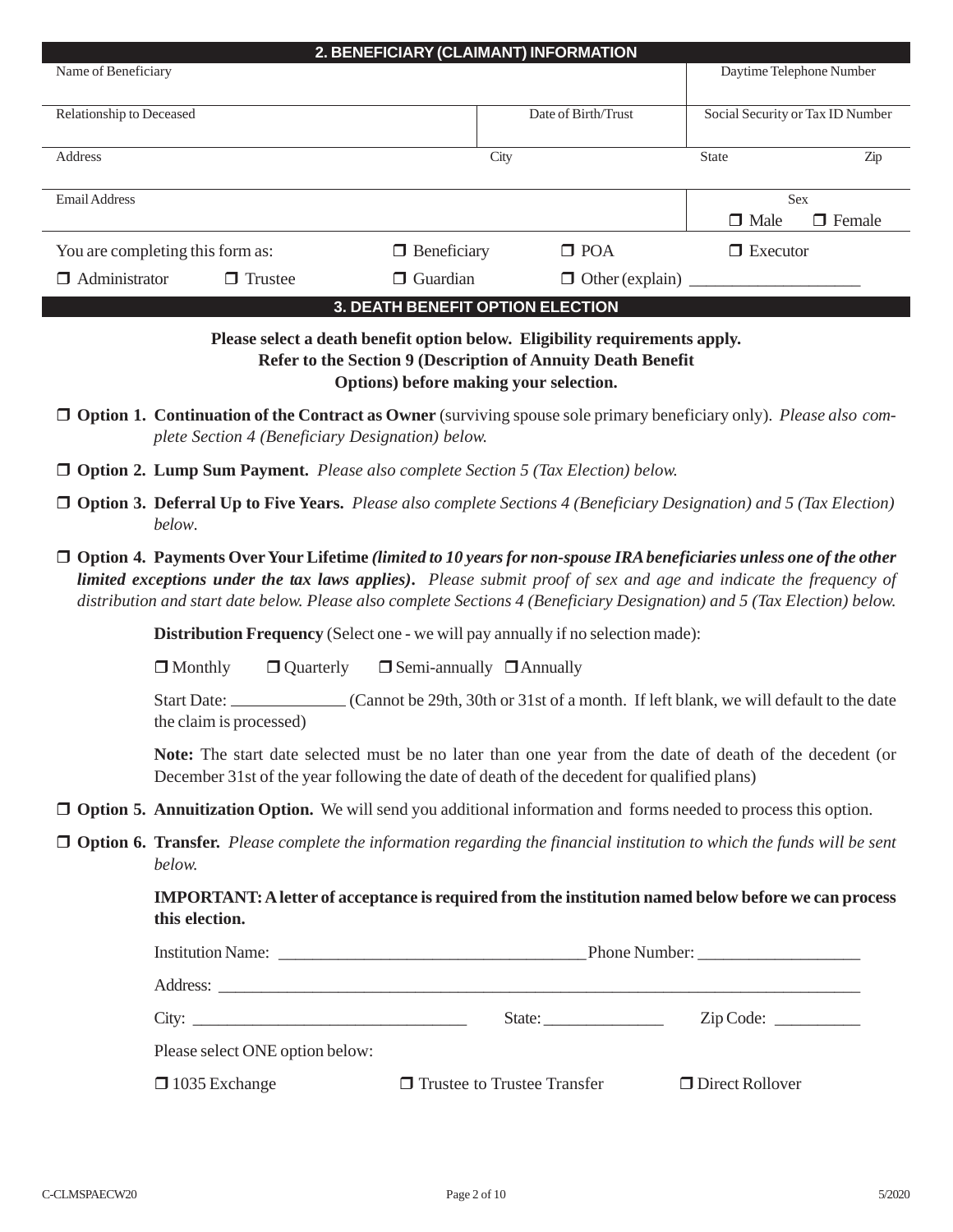## 2. BENEFICIARY (CLAIMANT) INFORMATION

| Name of Beneficiary | | | Daytime Telephone Number | |
|---|---|---|---|---|
| Relationship to Deceased | | Date of Birth/Trust | Social Security or Tax ID Number | |
| Address | City | | State | Zip |
| Email Address | | | Sex ☐ Male ☐ Female | |

You are completing this form as: ☐ Beneficiary ☐ POA ☐ Executor

☐ Administrator ☐ Trustee ☐ Guardian ☐ Other (explain) ____________________

## 3. DEATH BENEFIT OPTION ELECTION

**Please select a death benefit option below. Eligibility requirements apply. Refer to the Section 9 (Description of Annuity Death Benefit Options) before making your selection.**

☐ **Option 1. Continuation of the Contract as Owner** (surviving spouse sole primary beneficiary only). *Please also complete Section 4 (Beneficiary Designation) below.*

☐ **Option 2. Lump Sum Payment.** *Please also complete Section 5 (Tax Election) below.*

☐ **Option 3. Deferral Up to Five Years.** *Please also complete Sections 4 (Beneficiary Designation) and 5 (Tax Election) below.*

☐ **Option 4. Payments Over Your Lifetime** ***(limited to 10 years for non-spouse IRA beneficiaries unless one of the other limited exceptions under the tax laws applies).*** *Please submit proof of sex and age and indicate the frequency of distribution and start date below. Please also complete Sections 4 (Beneficiary Designation) and 5 (Tax Election) below.*

**Distribution Frequency** (Select one - we will pay annually if no selection made):

☐ Monthly ☐ Quarterly ☐ Semi-annually ☐ Annually

Start Date: _____________ (Cannot be 29th, 30th or 31st of a month. If left blank, we will default to the date the claim is processed)

**Note:** The start date selected must be no later than one year from the date of death of the decedent (or December 31st of the year following the date of death of the decedent for qualified plans)

☐ **Option 5. Annuitization Option.** We will send you additional information and forms needed to process this option.

☐ **Option 6. Transfer.** *Please complete the information regarding the financial institution to which the funds will be sent below.*

**IMPORTANT: A letter of acceptance is required from the institution named below before we can process this election.**

Institution Name: ___________________________________ Phone Number: ___________________

Address: ___________________________________________________________________________

City: ________________________________ State: ______________ Zip Code: __________

Please select ONE option below:

☐ 1035 Exchange ☐ Trustee to Trustee Transfer ☐ Direct Rollover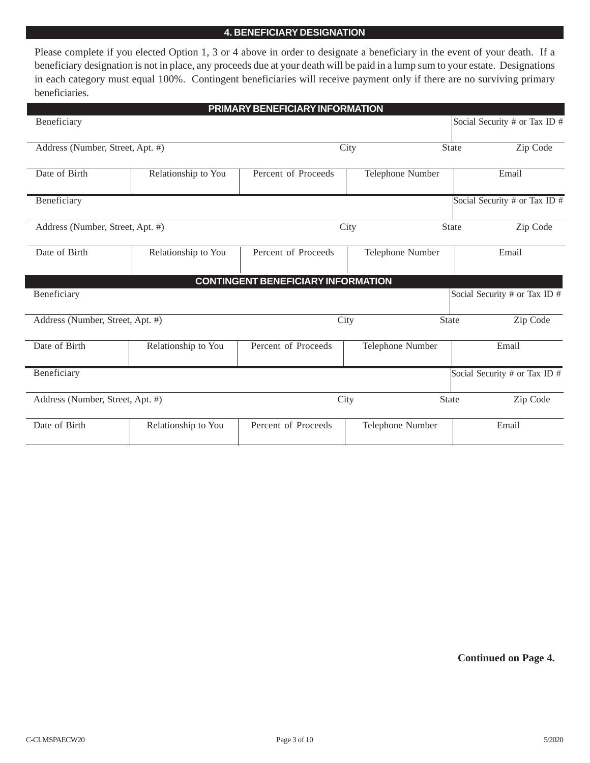## 4. BENEFICIARY DESIGNATION

Please complete if you elected Option 1, 3 or 4 above in order to designate a beneficiary in the event of your death. If a beneficiary designation is not in place, any proceeds due at your death will be paid in a lump sum to your estate. Designations in each category must equal 100%. Contingent beneficiaries will receive payment only if there are no surviving primary beneficiaries.

### PRIMARY BENEFICIARY INFORMATION

| Beneficiary | | | | Social Security # or Tax ID # |
|---|---|---|---|---|
| Address (Number, Street, Apt. #) | | City | State | Zip Code |
| Date of Birth | Relationship to You | Percent of Proceeds | Telephone Number | Email |

| Beneficiary | | | | Social Security # or Tax ID # |
|---|---|---|---|---|
| Address (Number, Street, Apt. #) | | City | State | Zip Code |
| Date of Birth | Relationship to You | Percent of Proceeds | Telephone Number | Email |

### CONTINGENT BENEFICIARY INFORMATION

| Beneficiary | | | | Social Security # or Tax ID # |
|---|---|---|---|---|
| Address (Number, Street, Apt. #) | | City | State | Zip Code |
| Date of Birth | Relationship to You | Percent of Proceeds | Telephone Number | Email |

| Beneficiary | | | | Social Security # or Tax ID # |
|---|---|---|---|---|
| Address (Number, Street, Apt. #) | | City | State | Zip Code |
| Date of Birth | Relationship to You | Percent of Proceeds | Telephone Number | Email |

**Continued on Page 4.**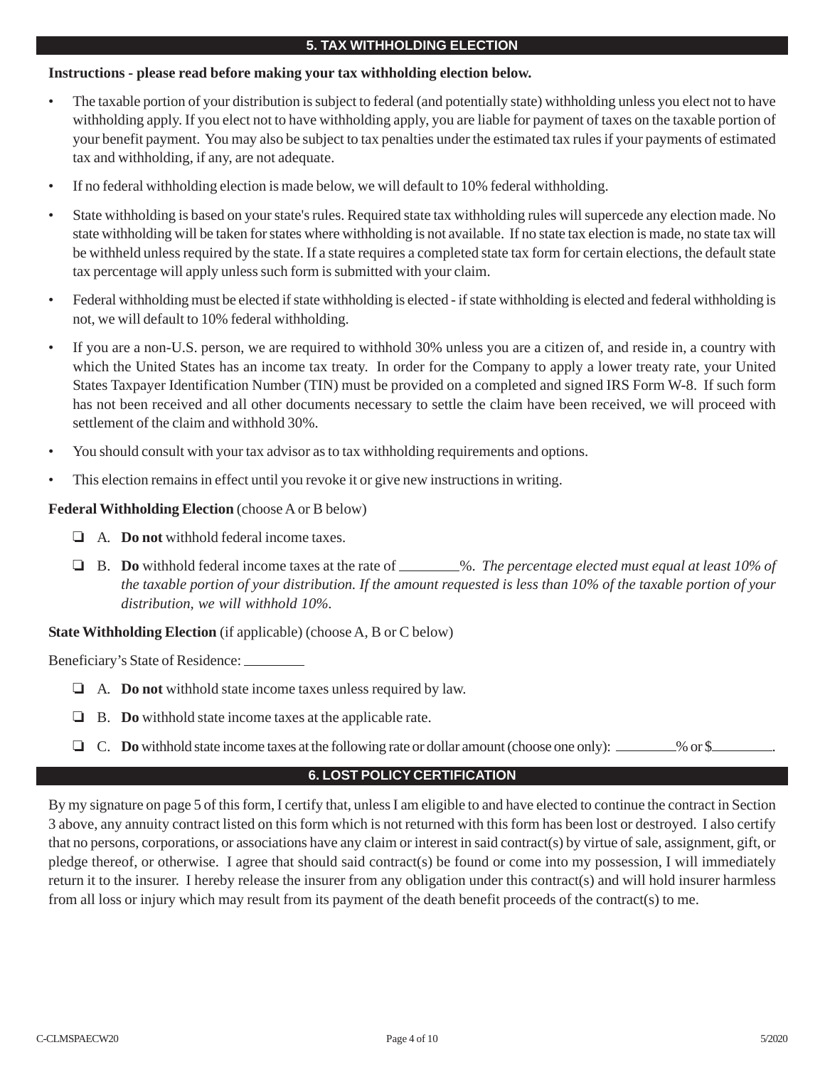## 5. TAX WITHHOLDING ELECTION

**Instructions - please read before making your tax withholding election below.**

- The taxable portion of your distribution is subject to federal (and potentially state) withholding unless you elect not to have withholding apply. If you elect not to have withholding apply, you are liable for payment of taxes on the taxable portion of your benefit payment. You may also be subject to tax penalties under the estimated tax rules if your payments of estimated tax and withholding, if any, are not adequate.
- If no federal withholding election is made below, we will default to 10% federal withholding.
- State withholding is based on your state's rules. Required state tax withholding rules will supercede any election made. No state withholding will be taken for states where withholding is not available. If no state tax election is made, no state tax will be withheld unless required by the state. If a state requires a completed state tax form for certain elections, the default state tax percentage will apply unless such form is submitted with your claim.
- Federal withholding must be elected if state withholding is elected - if state withholding is elected and federal withholding is not, we will default to 10% federal withholding.
- If you are a non-U.S. person, we are required to withhold 30% unless you are a citizen of, and reside in, a country with which the United States has an income tax treaty. In order for the Company to apply a lower treaty rate, your United States Taxpayer Identification Number (TIN) must be provided on a completed and signed IRS Form W-8. If such form has not been received and all other documents necessary to settle the claim have been received, we will proceed with settlement of the claim and withhold 30%.
- You should consult with your tax advisor as to tax withholding requirements and options.
- This election remains in effect until you revoke it or give new instructions in writing.

**Federal Withholding Election** (choose A or B below)

- ☐ A. **Do not** withhold federal income taxes.
- ☐ B. **Do** withhold federal income taxes at the rate of ________%. *The percentage elected must equal at least 10% of the taxable portion of your distribution. If the amount requested is less than 10% of the taxable portion of your distribution, we will withhold 10%.*

**State Withholding Election** (if applicable) (choose A, B or C below)

Beneficiary's State of Residence: ________

- ☐ A. **Do not** withhold state income taxes unless required by law.
- ☐ B. **Do** withhold state income taxes at the applicable rate.
- ☐ C. **Do** withhold state income taxes at the following rate or dollar amount (choose one only): ________% or $________.

## 6. LOST POLICY CERTIFICATION

By my signature on page 5 of this form, I certify that, unless I am eligible to and have elected to continue the contract in Section 3 above, any annuity contract listed on this form which is not returned with this form has been lost or destroyed. I also certify that no persons, corporations, or associations have any claim or interest in said contract(s) by virtue of sale, assignment, gift, or pledge thereof, or otherwise. I agree that should said contract(s) be found or come into my possession, I will immediately return it to the insurer. I hereby release the insurer from any obligation under this contract(s) and will hold insurer harmless from all loss or injury which may result from its payment of the death benefit proceeds of the contract(s) to me.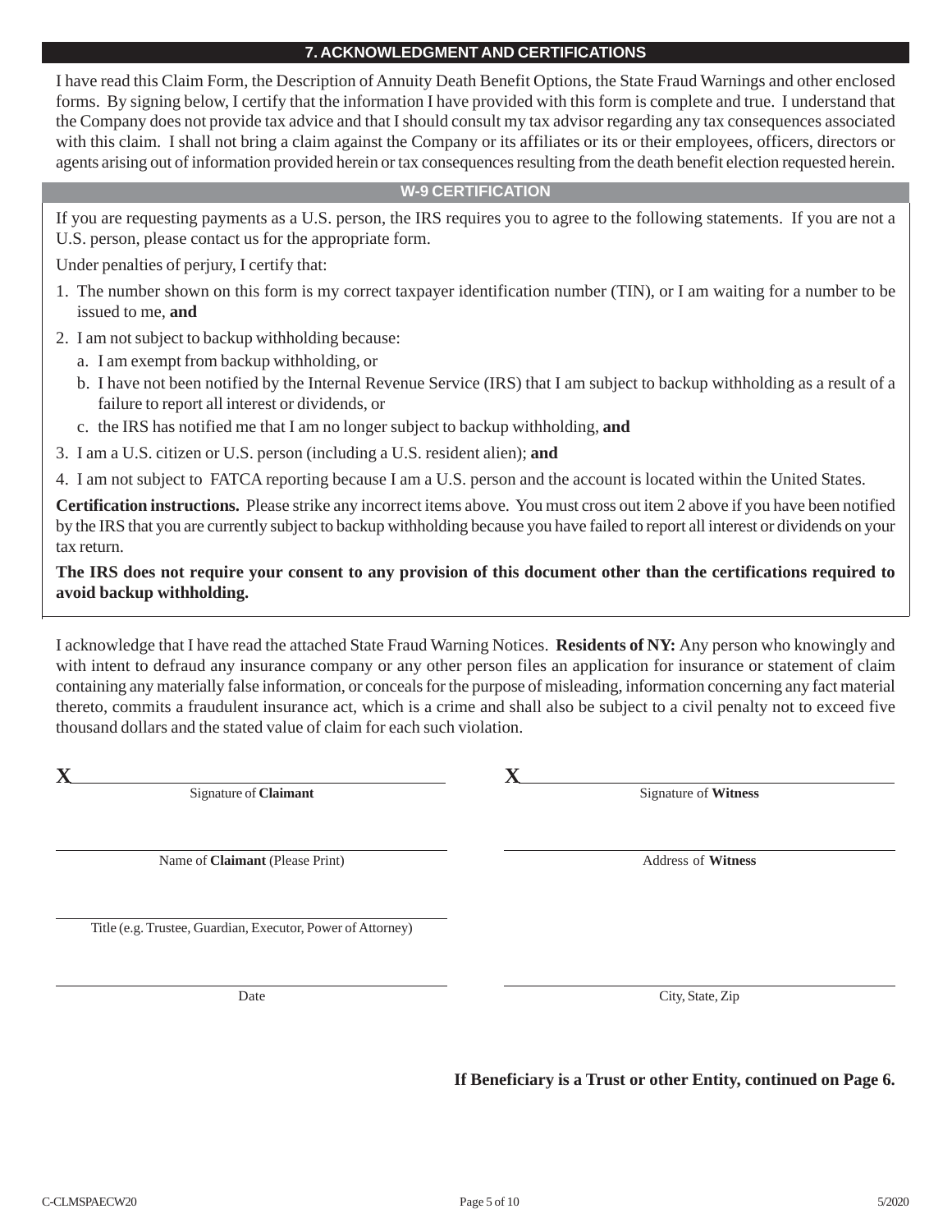## 7. ACKNOWLEDGMENT AND CERTIFICATIONS

I have read this Claim Form, the Description of Annuity Death Benefit Options, the State Fraud Warnings and other enclosed forms. By signing below, I certify that the information I have provided with this form is complete and true. I understand that the Company does not provide tax advice and that I should consult my tax advisor regarding any tax consequences associated with this claim. I shall not bring a claim against the Company or its affiliates or its or their employees, officers, directors or agents arising out of information provided herein or tax consequences resulting from the death benefit election requested herein.

### W-9 CERTIFICATION

If you are requesting payments as a U.S. person, the IRS requires you to agree to the following statements. If you are not a U.S. person, please contact us for the appropriate form.

Under penalties of perjury, I certify that:

1. The number shown on this form is my correct taxpayer identification number (TIN), or I am waiting for a number to be issued to me, **and**
2. I am not subject to backup withholding because:
   a. I am exempt from backup withholding, or
   b. I have not been notified by the Internal Revenue Service (IRS) that I am subject to backup withholding as a result of a failure to report all interest or dividends, or
   c. the IRS has notified me that I am no longer subject to backup withholding, **and**
3. I am a U.S. citizen or U.S. person (including a U.S. resident alien); **and**
4. I am not subject to FATCA reporting because I am a U.S. person and the account is located within the United States.

**Certification instructions.** Please strike any incorrect items above. You must cross out item 2 above if you have been notified by the IRS that you are currently subject to backup withholding because you have failed to report all interest or dividends on your tax return.

**The IRS does not require your consent to any provision of this document other than the certifications required to avoid backup withholding.**

I acknowledge that I have read the attached State Fraud Warning Notices. **Residents of NY:** Any person who knowingly and with intent to defraud any insurance company or any other person files an application for insurance or statement of claim containing any materially false information, or conceals for the purpose of misleading, information concerning any fact material thereto, commits a fraudulent insurance act, which is a crime and shall also be subject to a civil penalty not to exceed five thousand dollars and the stated value of claim for each such violation.

X______________________________
Signature of **Claimant**

______________________________
Name of **Claimant** (Please Print)

______________________________
Title (e.g. Trustee, Guardian, Executor, Power of Attorney)

______________________________
Date

X______________________________
Signature of **Witness**

______________________________
Address of **Witness**

______________________________
City, State, Zip

**If Beneficiary is a Trust or other Entity, continued on Page 6.**

C-CLMSPAECW20 5/2020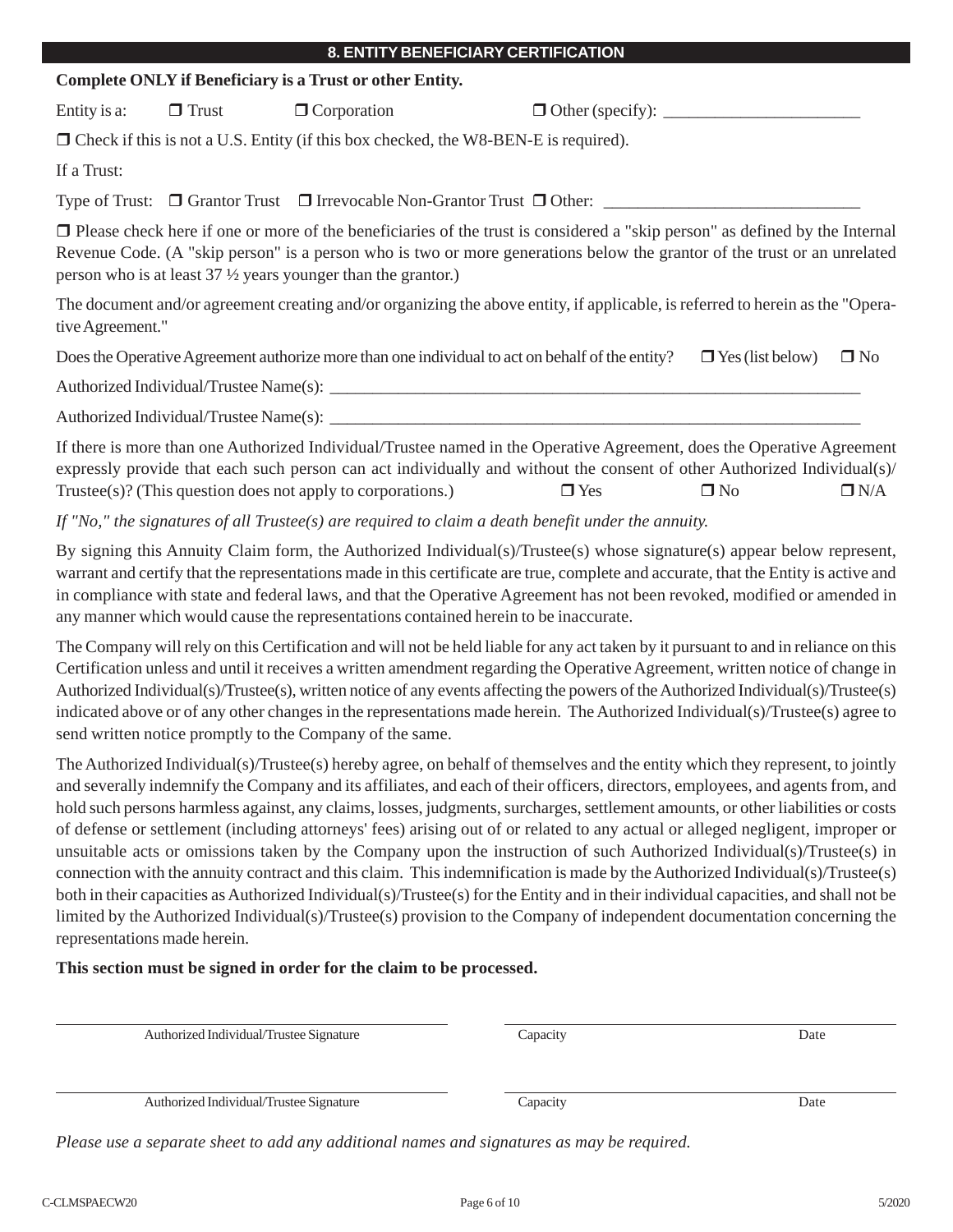## 8. ENTITY BENEFICIARY CERTIFICATION

**Complete ONLY if Beneficiary is a Trust or other Entity.**

Entity is a: ☐ Trust ☐ Corporation ☐ Other (specify): ________________________

☐ Check if this is not a U.S. Entity (if this box checked, the W8-BEN-E is required).

If a Trust:

Type of Trust: ☐ Grantor Trust ☐ Irrevocable Non-Grantor Trust ☐ Other: ______________________________

☐ Please check here if one or more of the beneficiaries of the trust is considered a "skip person" as defined by the Internal Revenue Code. (A "skip person" is a person who is two or more generations below the grantor of the trust or an unrelated person who is at least 37 ½ years younger than the grantor.)

The document and/or agreement creating and/or organizing the above entity, if applicable, is referred to herein as the "Operative Agreement."

Does the Operative Agreement authorize more than one individual to act on behalf of the entity? ☐ Yes (list below) ☐ No

Authorized Individual/Trustee Name(s): ________________________________________________________________

Authorized Individual/Trustee Name(s): ________________________________________________________________

If there is more than one Authorized Individual/Trustee named in the Operative Agreement, does the Operative Agreement expressly provide that each such person can act individually and without the consent of other Authorized Individual(s)/Trustee(s)? (This question does not apply to corporations.) ☐ Yes ☐ No ☐ N/A

*If "No," the signatures of all Trustee(s) are required to claim a death benefit under the annuity.*

By signing this Annuity Claim form, the Authorized Individual(s)/Trustee(s) whose signature(s) appear below represent, warrant and certify that the representations made in this certificate are true, complete and accurate, that the Entity is active and in compliance with state and federal laws, and that the Operative Agreement has not been revoked, modified or amended in any manner which would cause the representations contained herein to be inaccurate.

The Company will rely on this Certification and will not be held liable for any act taken by it pursuant to and in reliance on this Certification unless and until it receives a written amendment regarding the Operative Agreement, written notice of change in Authorized Individual(s)/Trustee(s), written notice of any events affecting the powers of the Authorized Individual(s)/Trustee(s) indicated above or of any other changes in the representations made herein. The Authorized Individual(s)/Trustee(s) agree to send written notice promptly to the Company of the same.

The Authorized Individual(s)/Trustee(s) hereby agree, on behalf of themselves and the entity which they represent, to jointly and severally indemnify the Company and its affiliates, and each of their officers, directors, employees, and agents from, and hold such persons harmless against, any claims, losses, judgments, surcharges, settlement amounts, or other liabilities or costs of defense or settlement (including attorneys' fees) arising out of or related to any actual or alleged negligent, improper or unsuitable acts or omissions taken by the Company upon the instruction of such Authorized Individual(s)/Trustee(s) in connection with the annuity contract and this claim. This indemnification is made by the Authorized Individual(s)/Trustee(s) both in their capacities as Authorized Individual(s)/Trustee(s) for the Entity and in their individual capacities, and shall not be limited by the Authorized Individual(s)/Trustee(s) provision to the Company of independent documentation concerning the representations made herein.

**This section must be signed in order for the claim to be processed.**

______________________________________ ______________________________________

Authorized Individual/Trustee Signature Capacity Date

______________________________________ ______________________________________

Authorized Individual/Trustee Signature Capacity Date

*Please use a separate sheet to add any additional names and signatures as may be required.*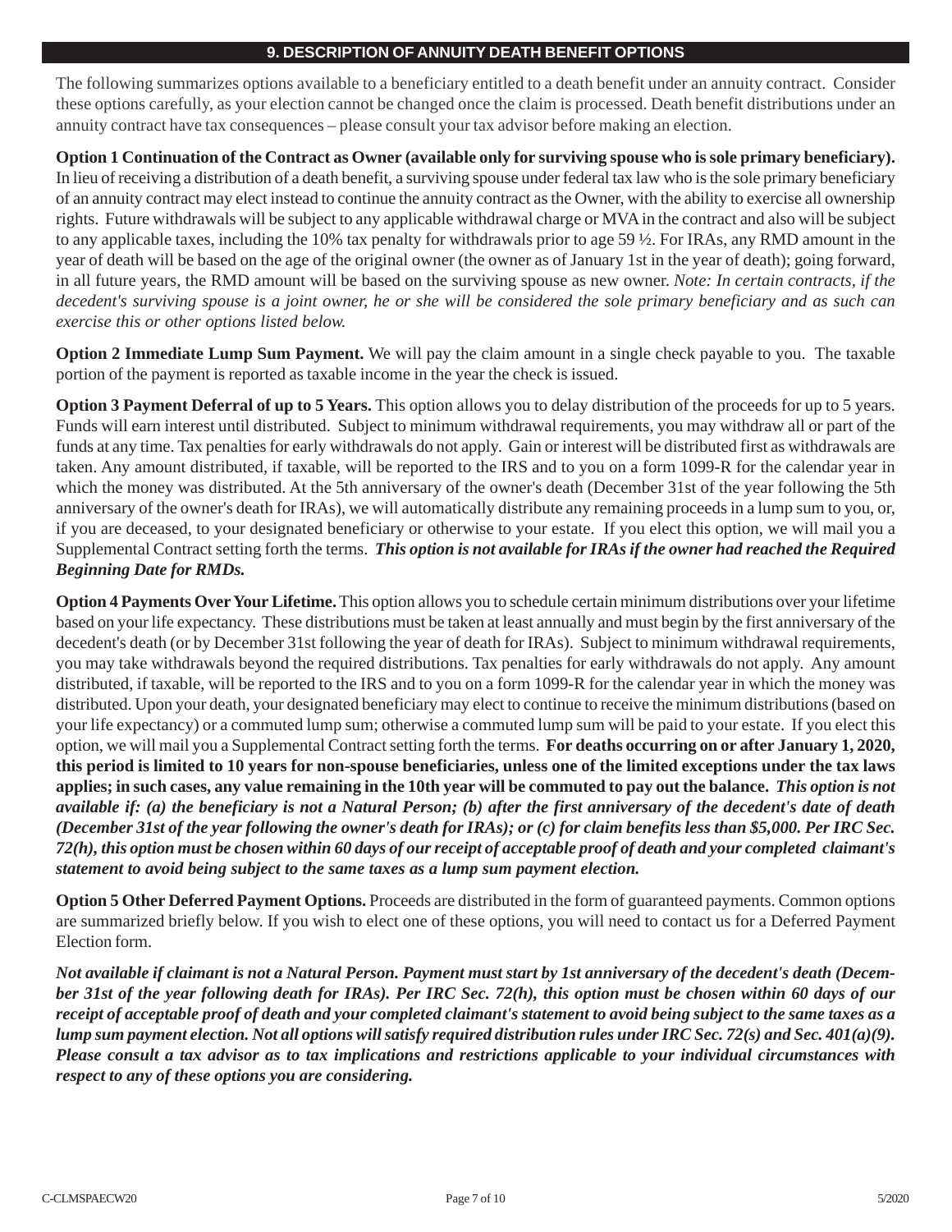## 9. DESCRIPTION OF ANNUITY DEATH BENEFIT OPTIONS

The following summarizes options available to a beneficiary entitled to a death benefit under an annuity contract. Consider these options carefully, as your election cannot be changed once the claim is processed. Death benefit distributions under an annuity contract have tax consequences – please consult your tax advisor before making an election.

**Option 1 Continuation of the Contract as Owner (available only for surviving spouse who is sole primary beneficiary).** In lieu of receiving a distribution of a death benefit, a surviving spouse under federal tax law who is the sole primary beneficiary of an annuity contract may elect instead to continue the annuity contract as the Owner, with the ability to exercise all ownership rights. Future withdrawals will be subject to any applicable withdrawal charge or MVA in the contract and also will be subject to any applicable taxes, including the 10% tax penalty for withdrawals prior to age 59 ½. For IRAs, any RMD amount in the year of death will be based on the age of the original owner (the owner as of January 1st in the year of death); going forward, in all future years, the RMD amount will be based on the surviving spouse as new owner. *Note: In certain contracts, if the decedent's surviving spouse is a joint owner, he or she will be considered the sole primary beneficiary and as such can exercise this or other options listed below.*

**Option 2 Immediate Lump Sum Payment.** We will pay the claim amount in a single check payable to you. The taxable portion of the payment is reported as taxable income in the year the check is issued.

**Option 3 Payment Deferral of up to 5 Years.** This option allows you to delay distribution of the proceeds for up to 5 years. Funds will earn interest until distributed. Subject to minimum withdrawal requirements, you may withdraw all or part of the funds at any time. Tax penalties for early withdrawals do not apply. Gain or interest will be distributed first as withdrawals are taken. Any amount distributed, if taxable, will be reported to the IRS and to you on a form 1099-R for the calendar year in which the money was distributed. At the 5th anniversary of the owner's death (December 31st of the year following the 5th anniversary of the owner's death for IRAs), we will automatically distribute any remaining proceeds in a lump sum to you, or, if you are deceased, to your designated beneficiary or otherwise to your estate. If you elect this option, we will mail you a Supplemental Contract setting forth the terms. ***This option is not available for IRAs if the owner had reached the Required Beginning Date for RMDs.***

**Option 4 Payments Over Your Lifetime.** This option allows you to schedule certain minimum distributions over your lifetime based on your life expectancy. These distributions must be taken at least annually and must begin by the first anniversary of the decedent's death (or by December 31st following the year of death for IRAs). Subject to minimum withdrawal requirements, you may take withdrawals beyond the required distributions. Tax penalties for early withdrawals do not apply. Any amount distributed, if taxable, will be reported to the IRS and to you on a form 1099-R for the calendar year in which the money was distributed. Upon your death, your designated beneficiary may elect to continue to receive the minimum distributions (based on your life expectancy) or a commuted lump sum; otherwise a commuted lump sum will be paid to your estate. If you elect this option, we will mail you a Supplemental Contract setting forth the terms. **For deaths occurring on or after January 1, 2020, this period is limited to 10 years for non-spouse beneficiaries, unless one of the limited exceptions under the tax laws applies; in such cases, any value remaining in the 10th year will be commuted to pay out the balance.** ***This option is not available if: (a) the beneficiary is not a Natural Person; (b) after the first anniversary of the decedent's date of death (December 31st of the year following the owner's death for IRAs); or (c) for claim benefits less than $5,000. Per IRC Sec. 72(h), this option must be chosen within 60 days of our receipt of acceptable proof of death and your completed claimant's statement to avoid being subject to the same taxes as a lump sum payment election.***

**Option 5 Other Deferred Payment Options.** Proceeds are distributed in the form of guaranteed payments. Common options are summarized briefly below. If you wish to elect one of these options, you will need to contact us for a Deferred Payment Election form.

***Not available if claimant is not a Natural Person. Payment must start by 1st anniversary of the decedent's death (December 31st of the year following death for IRAs). Per IRC Sec. 72(h), this option must be chosen within 60 days of our receipt of acceptable proof of death and your completed claimant's statement to avoid being subject to the same taxes as a lump sum payment election. Not all options will satisfy required distribution rules under IRC Sec. 72(s) and Sec. 401(a)(9). Please consult a tax advisor as to tax implications and restrictions applicable to your individual circumstances with respect to any of these options you are considering.***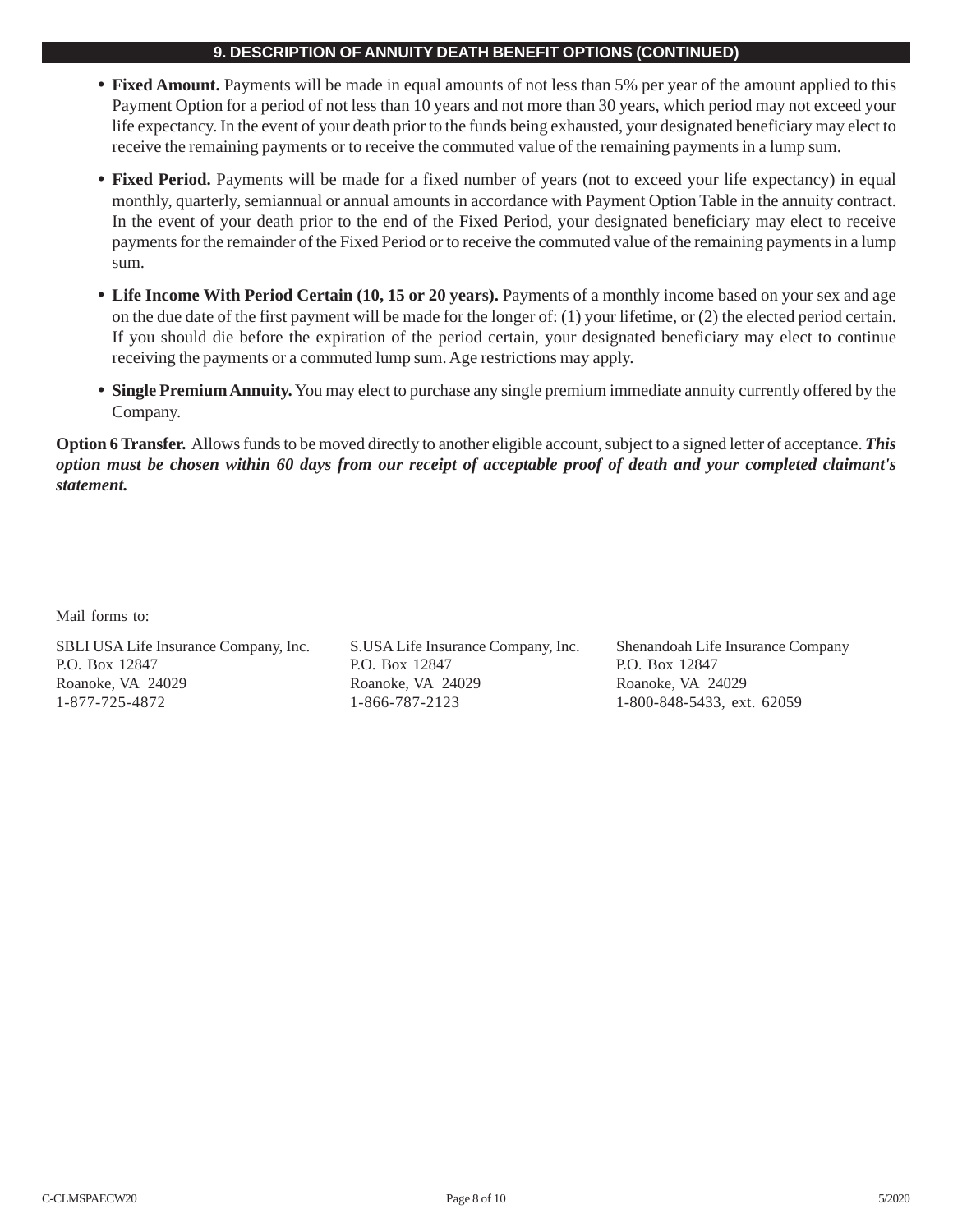## 9. DESCRIPTION OF ANNUITY DEATH BENEFIT OPTIONS (CONTINUED)

- **Fixed Amount.** Payments will be made in equal amounts of not less than 5% per year of the amount applied to this Payment Option for a period of not less than 10 years and not more than 30 years, which period may not exceed your life expectancy. In the event of your death prior to the funds being exhausted, your designated beneficiary may elect to receive the remaining payments or to receive the commuted value of the remaining payments in a lump sum.
- **Fixed Period.** Payments will be made for a fixed number of years (not to exceed your life expectancy) in equal monthly, quarterly, semiannual or annual amounts in accordance with Payment Option Table in the annuity contract. In the event of your death prior to the end of the Fixed Period, your designated beneficiary may elect to receive payments for the remainder of the Fixed Period or to receive the commuted value of the remaining payments in a lump sum.
- **Life Income With Period Certain (10, 15 or 20 years).** Payments of a monthly income based on your sex and age on the due date of the first payment will be made for the longer of: (1) your lifetime, or (2) the elected period certain. If you should die before the expiration of the period certain, your designated beneficiary may elect to continue receiving the payments or a commuted lump sum. Age restrictions may apply.
- **Single Premium Annuity.** You may elect to purchase any single premium immediate annuity currently offered by the Company.

**Option 6 Transfer.** Allows funds to be moved directly to another eligible account, subject to a signed letter of acceptance. ***This option must be chosen within 60 days from our receipt of acceptable proof of death and your completed claimant's statement.***

Mail forms to:

SBLI USA Life Insurance Company, Inc.
P.O. Box 12847
Roanoke, VA 24029
1-877-725-4872

S.USA Life Insurance Company, Inc.
P.O. Box 12847
Roanoke, VA 24029
1-866-787-2123

Shenandoah Life Insurance Company
P.O. Box 12847
Roanoke, VA 24029
1-800-848-5433, ext. 62059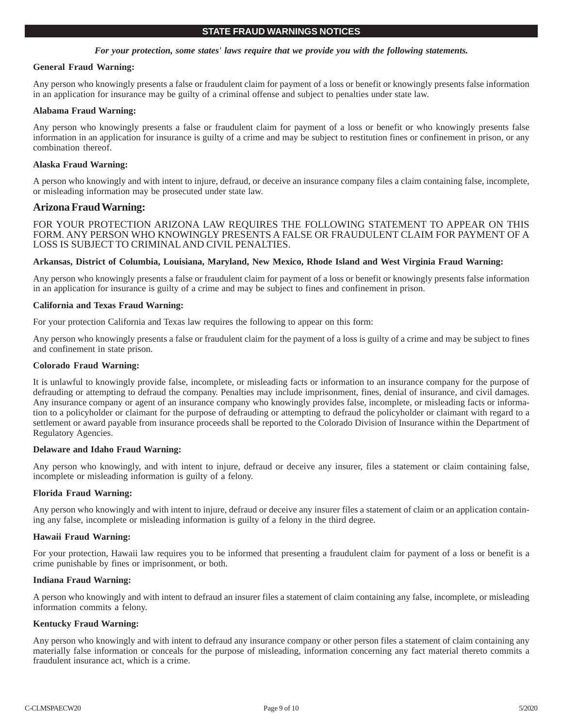## STATE FRAUD WARNINGS NOTICES

***For your protection, some states' laws require that we provide you with the following statements.***

**General Fraud Warning:**

Any person who knowingly presents a false or fraudulent claim for payment of a loss or benefit or knowingly presents false information in an application for insurance may be guilty of a criminal offense and subject to penalties under state law.

**Alabama Fraud Warning:**

Any person who knowingly presents a false or fraudulent claim for payment of a loss or benefit or who knowingly presents false information in an application for insurance is guilty of a crime and may be subject to restitution fines or confinement in prison, or any combination thereof.

**Alaska Fraud Warning:**

A person who knowingly and with intent to injure, defraud, or deceive an insurance company files a claim containing false, incomplete, or misleading information may be prosecuted under state law.

**Arizona Fraud Warning:**

FOR YOUR PROTECTION ARIZONA LAW REQUIRES THE FOLLOWING STATEMENT TO APPEAR ON THIS FORM. ANY PERSON WHO KNOWINGLY PRESENTS A FALSE OR FRAUDULENT CLAIM FOR PAYMENT OF A LOSS IS SUBJECT TO CRIMINAL AND CIVIL PENALTIES.

**Arkansas, District of Columbia, Louisiana, Maryland, New Mexico, Rhode Island and West Virginia Fraud Warning:**

Any person who knowingly presents a false or fraudulent claim for payment of a loss or benefit or knowingly presents false information in an application for insurance is guilty of a crime and may be subject to fines and confinement in prison.

**California and Texas Fraud Warning:**

For your protection California and Texas law requires the following to appear on this form:

Any person who knowingly presents a false or fraudulent claim for the payment of a loss is guilty of a crime and may be subject to fines and confinement in state prison.

**Colorado Fraud Warning:**

It is unlawful to knowingly provide false, incomplete, or misleading facts or information to an insurance company for the purpose of defrauding or attempting to defraud the company. Penalties may include imprisonment, fines, denial of insurance, and civil damages. Any insurance company or agent of an insurance company who knowingly provides false, incomplete, or misleading facts or information to a policyholder or claimant for the purpose of defrauding or attempting to defraud the policyholder or claimant with regard to a settlement or award payable from insurance proceeds shall be reported to the Colorado Division of Insurance within the Department of Regulatory Agencies.

**Delaware and Idaho Fraud Warning:**

Any person who knowingly, and with intent to injure, defraud or deceive any insurer, files a statement or claim containing false, incomplete or misleading information is guilty of a felony.

**Florida Fraud Warning:**

Any person who knowingly and with intent to injure, defraud or deceive any insurer files a statement of claim or an application containing any false, incomplete or misleading information is guilty of a felony in the third degree.

**Hawaii Fraud Warning:**

For your protection, Hawaii law requires you to be informed that presenting a fraudulent claim for payment of a loss or benefit is a crime punishable by fines or imprisonment, or both.

**Indiana Fraud Warning:**

A person who knowingly and with intent to defraud an insurer files a statement of claim containing any false, incomplete, or misleading information commits a felony.

**Kentucky Fraud Warning:**

Any person who knowingly and with intent to defraud any insurance company or other person files a statement of claim containing any materially false information or conceals for the purpose of misleading, information concerning any fact material thereto commits a fraudulent insurance act, which is a crime.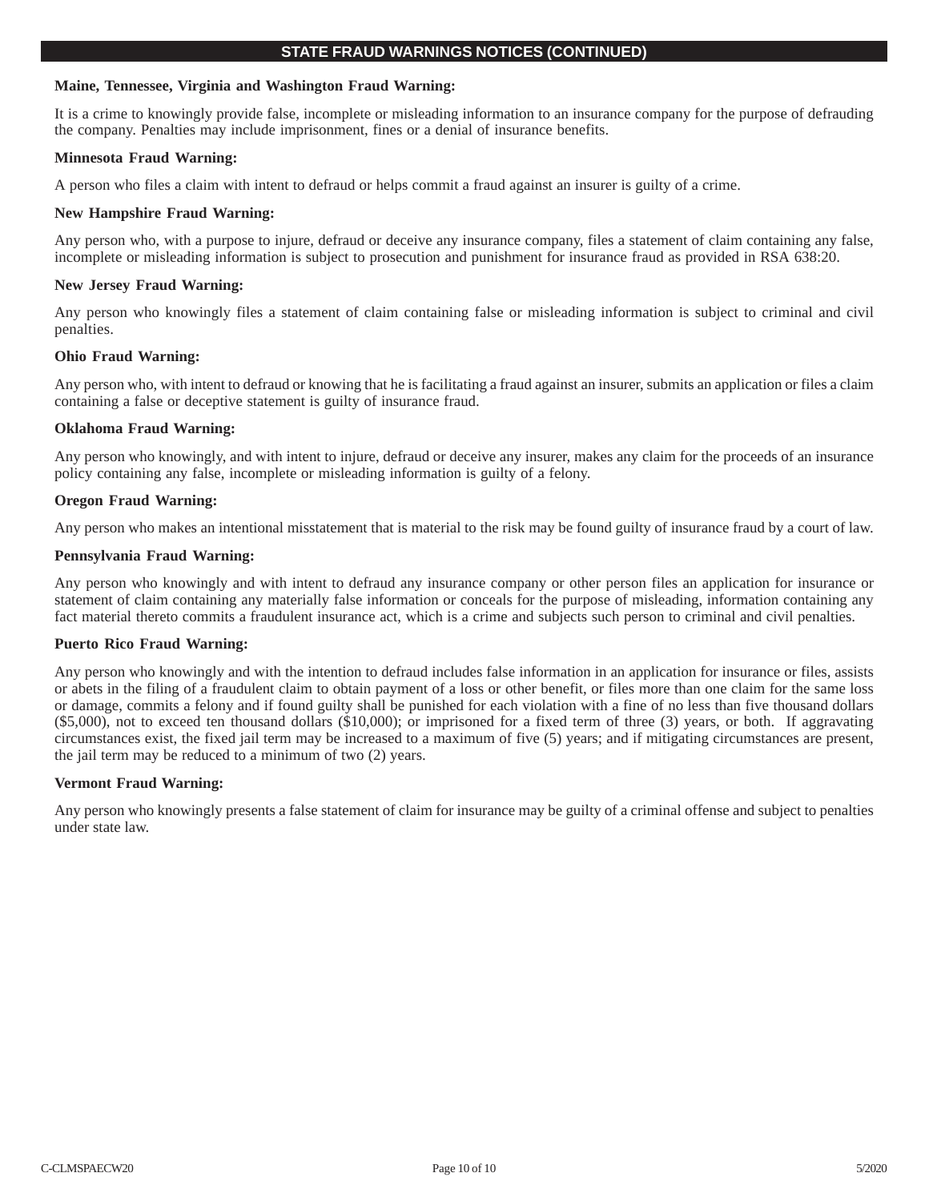## STATE FRAUD WARNINGS NOTICES (CONTINUED)

**Maine, Tennessee, Virginia and Washington Fraud Warning:**

It is a crime to knowingly provide false, incomplete or misleading information to an insurance company for the purpose of defrauding the company. Penalties may include imprisonment, fines or a denial of insurance benefits.

**Minnesota Fraud Warning:**

A person who files a claim with intent to defraud or helps commit a fraud against an insurer is guilty of a crime.

**New Hampshire Fraud Warning:**

Any person who, with a purpose to injure, defraud or deceive any insurance company, files a statement of claim containing any false, incomplete or misleading information is subject to prosecution and punishment for insurance fraud as provided in RSA 638:20.

**New Jersey Fraud Warning:**

Any person who knowingly files a statement of claim containing false or misleading information is subject to criminal and civil penalties.

**Ohio Fraud Warning:**

Any person who, with intent to defraud or knowing that he is facilitating a fraud against an insurer, submits an application or files a claim containing a false or deceptive statement is guilty of insurance fraud.

**Oklahoma Fraud Warning:**

Any person who knowingly, and with intent to injure, defraud or deceive any insurer, makes any claim for the proceeds of an insurance policy containing any false, incomplete or misleading information is guilty of a felony.

**Oregon Fraud Warning:**

Any person who makes an intentional misstatement that is material to the risk may be found guilty of insurance fraud by a court of law.

**Pennsylvania Fraud Warning:**

Any person who knowingly and with intent to defraud any insurance company or other person files an application for insurance or statement of claim containing any materially false information or conceals for the purpose of misleading, information containing any fact material thereto commits a fraudulent insurance act, which is a crime and subjects such person to criminal and civil penalties.

**Puerto Rico Fraud Warning:**

Any person who knowingly and with the intention to defraud includes false information in an application for insurance or files, assists or abets in the filing of a fraudulent claim to obtain payment of a loss or other benefit, or files more than one claim for the same loss or damage, commits a felony and if found guilty shall be punished for each violation with a fine of no less than five thousand dollars ($5,000), not to exceed ten thousand dollars ($10,000); or imprisoned for a fixed term of three (3) years, or both. If aggravating circumstances exist, the fixed jail term may be increased to a maximum of five (5) years; and if mitigating circumstances are present, the jail term may be reduced to a minimum of two (2) years.

**Vermont Fraud Warning:**

Any person who knowingly presents a false statement of claim for insurance may be guilty of a criminal offense and subject to penalties under state law.

C-CLMSPAECW20 5/2020